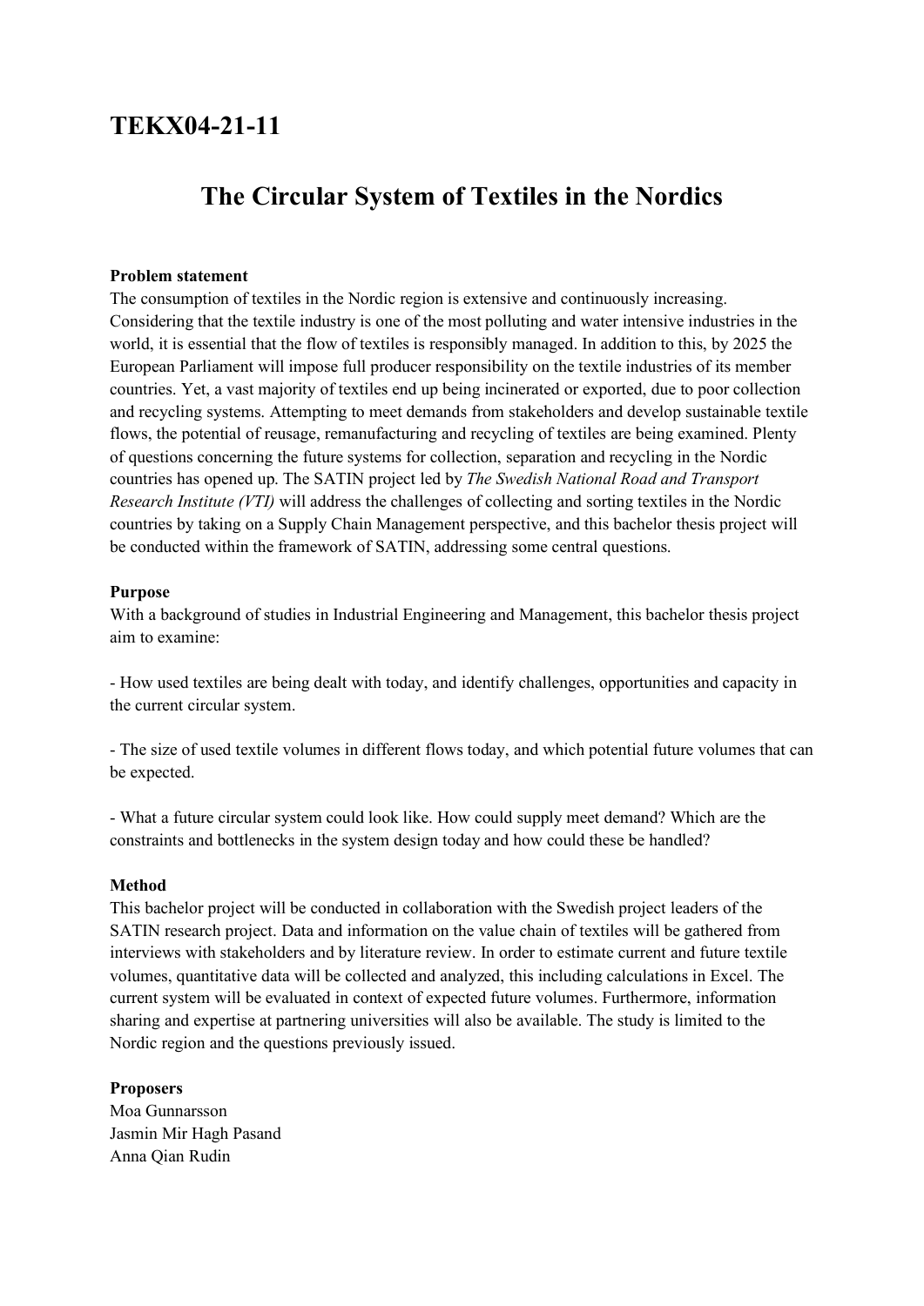# TEKX04-21-11

## The Circular System of Textiles in the Nordics

**Problem statement**

The consumption of textiles in the Nordic region is extensive and continuously increasing. Considering that the textile industry is one of the most polluting and water intensive industries in the world, it is essential that the flow of textiles is responsibly managed. In addition to this, by 2025 the European Parliament will impose full producer responsibility on the textile industries of its member countries. Yet, a vast majority of textiles end up being incinerated or exported, due to poor collection and recycling systems. Attempting to meet demands from stakeholders and develop sustainable textile flows, the potential of reusage, remanufacturing and recycling of textiles are being examined. Plenty of questions concerning the future systems for collection, separation and recycling in the Nordic countries has opened up. The SATIN project led by *The Swedish National Road and Transport Research Institute (VTI)* will address the challenges of collecting and sorting textiles in the Nordic countries by taking on a Supply Chain Management perspective, and this bachelor thesis project will be conducted within the framework of SATIN, addressing some central questions.

**Purpose**

With a background of studies in Industrial Engineering and Management, this bachelor thesis project aim to examine:

- How used textiles are being dealt with today, and identify challenges, opportunities and capacity in the current circular system.

- The size of used textile volumes in different flows today, and which potential future volumes that can be expected.

- What a future circular system could look like. How could supply meet demand? Which are the constraints and bottlenecks in the system design today and how could these be handled?

**Method**

This bachelor project will be conducted in collaboration with the Swedish project leaders of the SATIN research project. Data and information on the value chain of textiles will be gathered from interviews with stakeholders and by literature review. In order to estimate current and future textile volumes, quantitative data will be collected and analyzed, this including calculations in Excel. The current system will be evaluated in context of expected future volumes. Furthermore, information sharing and expertise at partnering universities will also be available. The study is limited to the Nordic region and the questions previously issued.

**Proposers**

Moa Gunnarsson
Jasmin Mir Hagh Pasand
Anna Qian Rudin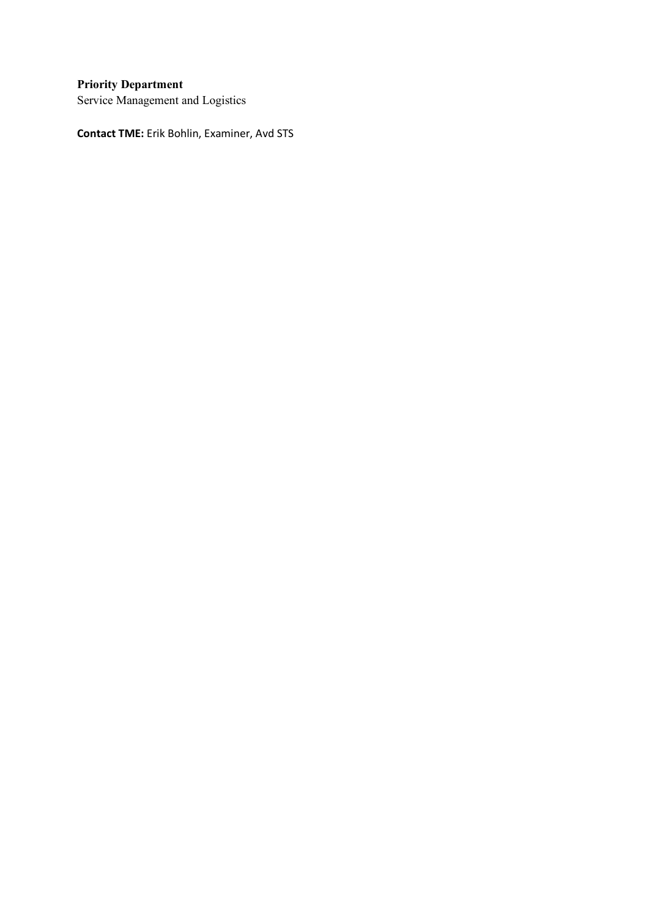**Priority Department**
Service Management and Logistics

**Contact TME:** Erik Bohlin, Examiner, Avd STS